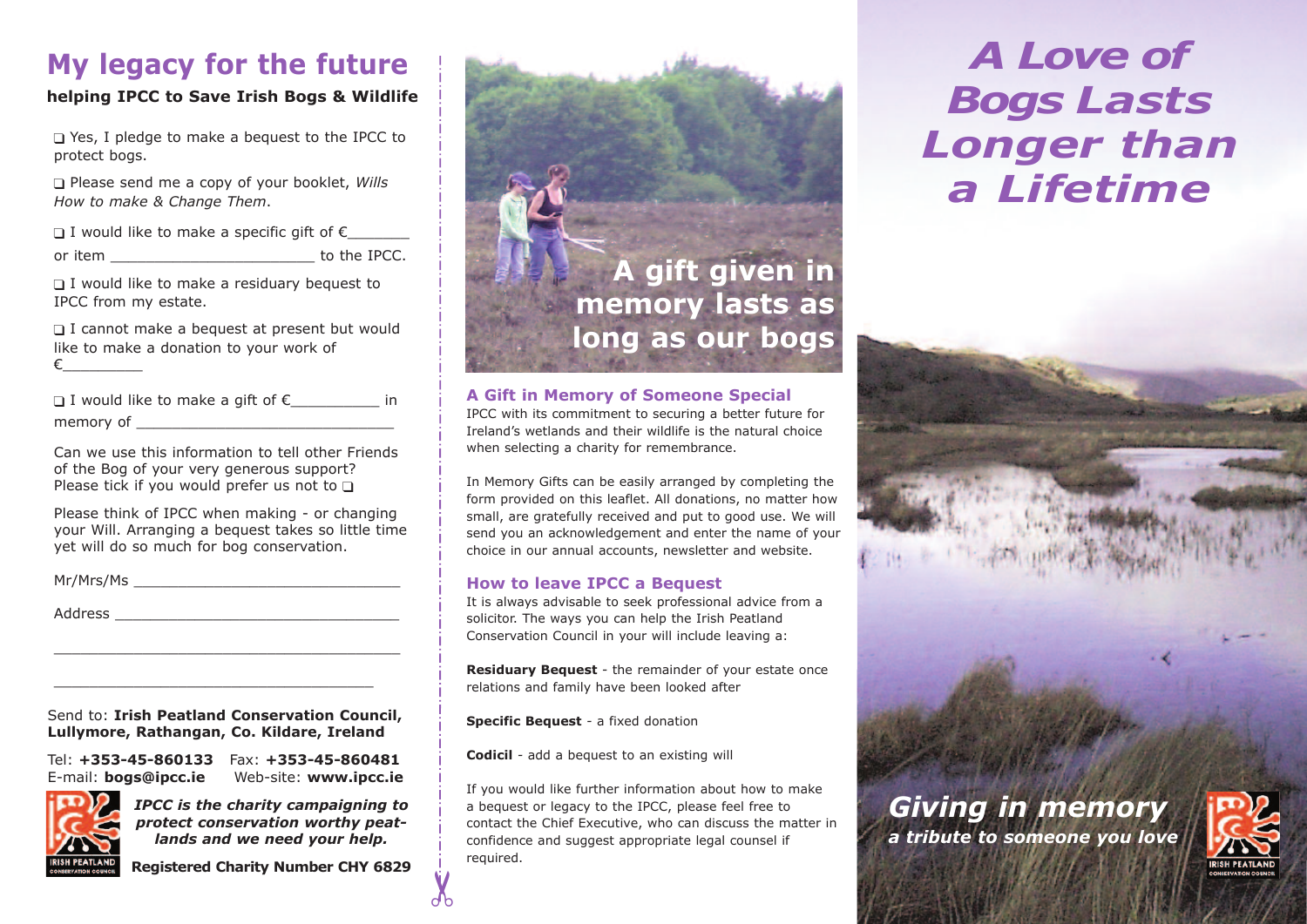# My legacy for the future

**helping IPCC to Save Irish Bogs & Wildlife**

❑ Yes, I pledge to make a bequest to the IPCC to protect bogs.

❑ Please send me a copy of your booklet, *Wills How to make & Change Them*.

❑ I would like to make a specific gift of €_______ or item _______________________ to the IPCC.

❑ I would like to make a residuary bequest to IPCC from my estate.

❑ I cannot make a bequest at present but would like to make a donation to your work of €_________

❑ I would like to make a gift of €__________ in memory of ______________________________

Can we use this information to tell other Friends of the Bog of your very generous support? Please tick if you would prefer us not to ❑

Please think of IPCC when making - or changing your Will. Arranging a bequest takes so little time yet will do so much for bog conservation.

Mr/Mrs/Ms _______________________________

Address _________________________________

_________________________________________

_____________________________________

Send to: **Irish Peatland Conservation Council, Lullymore, Rathangan, Co. Kildare, Ireland**

Tel: **+353-45-860133** Fax: **+353-45-860481**
E-mail: **bogs@ipcc.ie** Web-site: **www.ipcc.ie**

IRISH PEATLAND CONSERVATION COUNCIL

***IPCC is the charity campaigning to protect conservation worthy peat-lands and we need your help.***

**Registered Charity Number CHY 6829**

**A gift given in memory lasts as long as our bogs**

## A Gift in Memory of Someone Special

IPCC with its commitment to securing a better future for Ireland's wetlands and their wildlife is the natural choice when selecting a charity for remembrance.

In Memory Gifts can be easily arranged by completing the form provided on this leaflet. All donations, no matter how small, are gratefully received and put to good use. We will send you an acknowledgement and enter the name of your choice in our annual accounts, newsletter and website.

## How to leave IPCC a Bequest

It is always advisable to seek professional advice from a solicitor. The ways you can help the Irish Peatland Conservation Council in your will include leaving a:

**Residuary Bequest** - the remainder of your estate once relations and family have been looked after

**Specific Bequest** - a fixed donation

**Codicil** - add a bequest to an existing will

If you would like further information about how to make a bequest or legacy to the IPCC, please feel free to contact the Chief Executive, who can discuss the matter in confidence and suggest appropriate legal counsel if required.

# *A Love of Bogs Lasts Longer than a Lifetime*

***Giving in memory***

***a tribute to someone you love***

IRISH PEATLAND CONSERVATION COUNCIL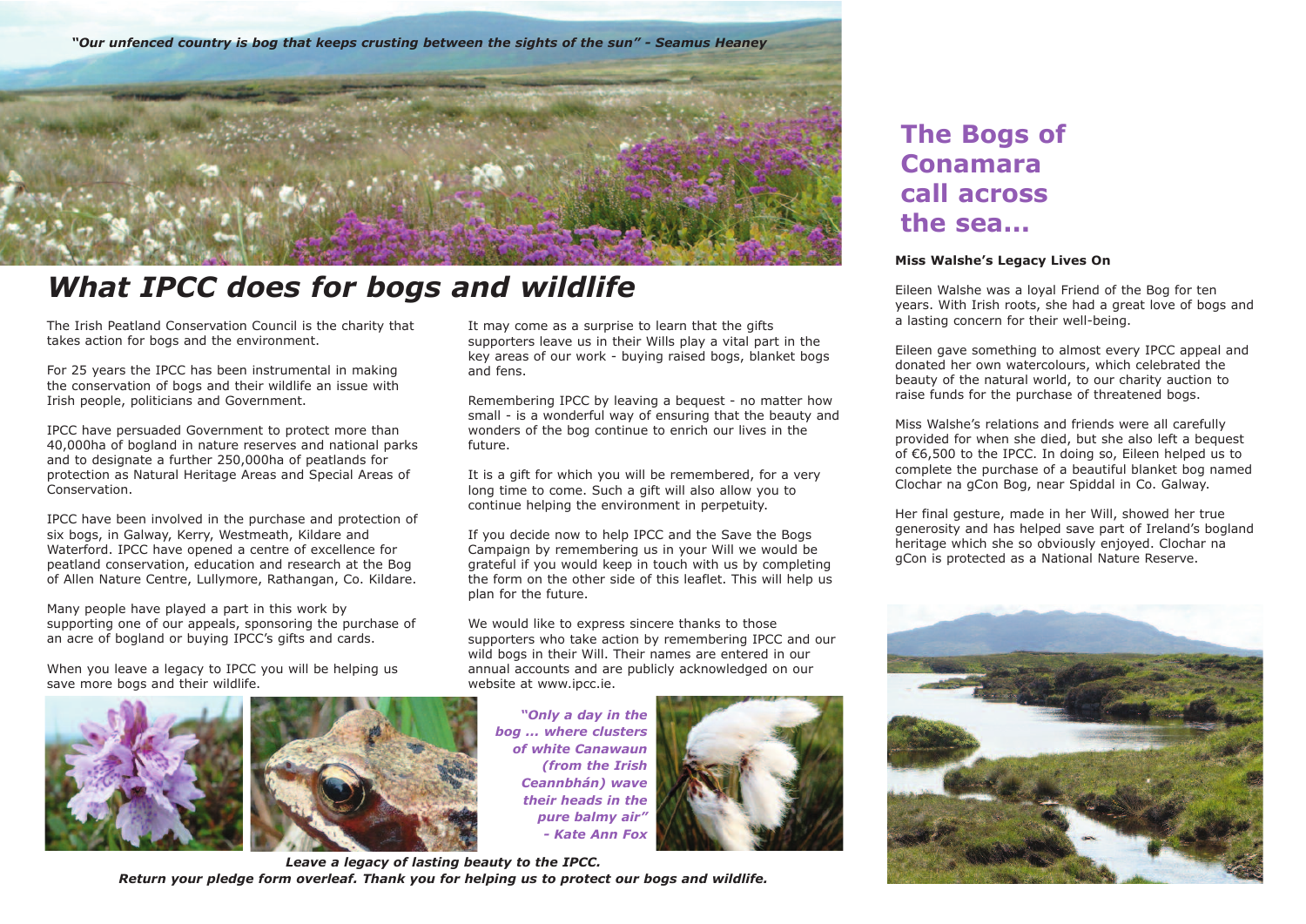*"Our unfenced country is bog that keeps crusting between the sights of the sun" - Seamus Heaney*

# *What IPCC does for bogs and wildlife*

The Irish Peatland Conservation Council is the charity that takes action for bogs and the environment.

For 25 years the IPCC has been instrumental in making the conservation of bogs and their wildlife an issue with Irish people, politicians and Government.

IPCC have persuaded Government to protect more than 40,000ha of bogland in nature reserves and national parks and to designate a further 250,000ha of peatlands for protection as Natural Heritage Areas and Special Areas of Conservation.

IPCC have been involved in the purchase and protection of six bogs, in Galway, Kerry, Westmeath, Kildare and Waterford. IPCC have opened a centre of excellence for peatland conservation, education and research at the Bog of Allen Nature Centre, Lullymore, Rathangan, Co. Kildare.

Many people have played a part in this work by supporting one of our appeals, sponsoring the purchase of an acre of bogland or buying IPCC's gifts and cards.

When you leave a legacy to IPCC you will be helping us save more bogs and their wildlife.

It may come as a surprise to learn that the gifts supporters leave us in their Wills play a vital part in the key areas of our work - buying raised bogs, blanket bogs and fens.

Remembering IPCC by leaving a bequest - no matter how small - is a wonderful way of ensuring that the beauty and wonders of the bog continue to enrich our lives in the future.

It is a gift for which you will be remembered, for a very long time to come. Such a gift will also allow you to continue helping the environment in perpetuity.

If you decide now to help IPCC and the Save the Bogs Campaign by remembering us in your Will we would be grateful if you would keep in touch with us by completing the form on the other side of this leaflet. This will help us plan for the future.

We would like to express sincere thanks to those supporters who take action by remembering IPCC and our wild bogs in their Will. Their names are entered in our annual accounts and are publicly acknowledged on our website at www.ipcc.ie.

*"Only a day in the bog ... where clusters of white Canawaun (from the Irish Ceannbhán) wave their heads in the pure balmy air" - Kate Ann Fox*

***Leave a legacy of lasting beauty to the IPCC.***
***Return your pledge form overleaf. Thank you for helping us to protect our bogs and wildlife.***

## The Bogs of Conamara call across the sea...

**Miss Walshe's Legacy Lives On**

Eileen Walshe was a loyal Friend of the Bog for ten years. With Irish roots, she had a great love of bogs and a lasting concern for their well-being.

Eileen gave something to almost every IPCC appeal and donated her own watercolours, which celebrated the beauty of the natural world, to our charity auction to raise funds for the purchase of threatened bogs.

Miss Walshe's relations and friends were all carefully provided for when she died, but she also left a bequest of €6,500 to the IPCC. In doing so, Eileen helped us to complete the purchase of a beautiful blanket bog named Clochar na gCon Bog, near Spiddal in Co. Galway.

Her final gesture, made in her Will, showed her true generosity and has helped save part of Ireland's bogland heritage which she so obviously enjoyed. Clochar na gCon is protected as a National Nature Reserve.